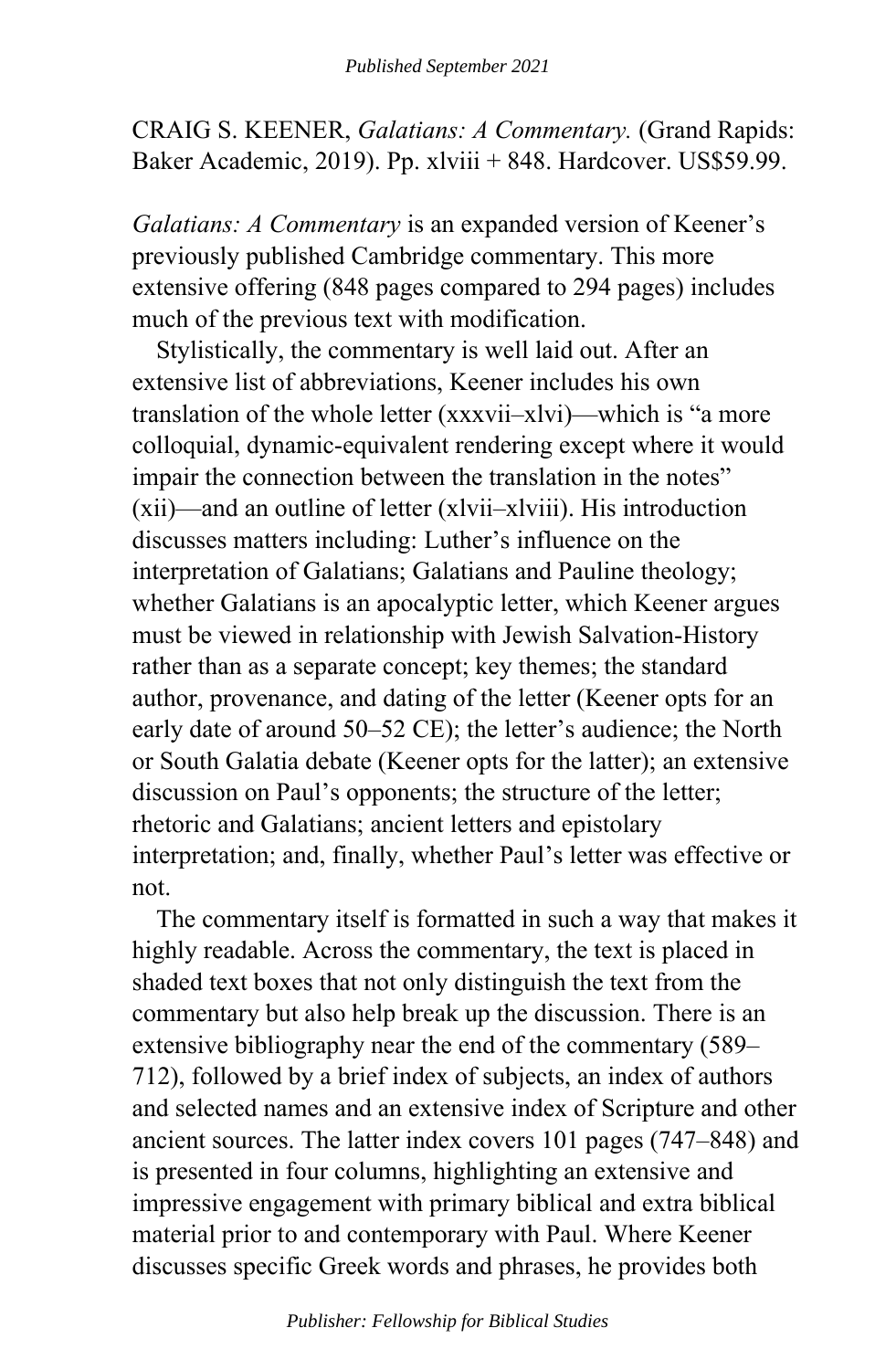CRAIG S. KEENER, *Galatians: A Commentary.* (Grand Rapids: Baker Academic, 2019). Pp. xlviii + 848. Hardcover. US$59.99.

*Galatians: A Commentary* is an expanded version of Keener's previously published Cambridge commentary. This more extensive offering (848 pages compared to 294 pages) includes much of the previous text with modification.

Stylistically, the commentary is well laid out. After an extensive list of abbreviations, Keener includes his own translation of the whole letter (xxxvii–xlvi)—which is "a more colloquial, dynamic-equivalent rendering except where it would impair the connection between the translation in the notes" (xii)—and an outline of letter (xlvii–xlviii). His introduction discusses matters including: Luther's influence on the interpretation of Galatians; Galatians and Pauline theology; whether Galatians is an apocalyptic letter, which Keener argues must be viewed in relationship with Jewish Salvation-History rather than as a separate concept; key themes; the standard author, provenance, and dating of the letter (Keener opts for an early date of around 50–52 CE); the letter's audience; the North or South Galatia debate (Keener opts for the latter); an extensive discussion on Paul's opponents; the structure of the letter; rhetoric and Galatians; ancient letters and epistolary interpretation; and, finally, whether Paul's letter was effective or not.

The commentary itself is formatted in such a way that makes it highly readable. Across the commentary, the text is placed in shaded text boxes that not only distinguish the text from the commentary but also help break up the discussion. There is an extensive bibliography near the end of the commentary (589–712), followed by a brief index of subjects, an index of authors and selected names and an extensive index of Scripture and other ancient sources. The latter index covers 101 pages (747–848) and is presented in four columns, highlighting an extensive and impressive engagement with primary biblical and extra biblical material prior to and contemporary with Paul. Where Keener discusses specific Greek words and phrases, he provides both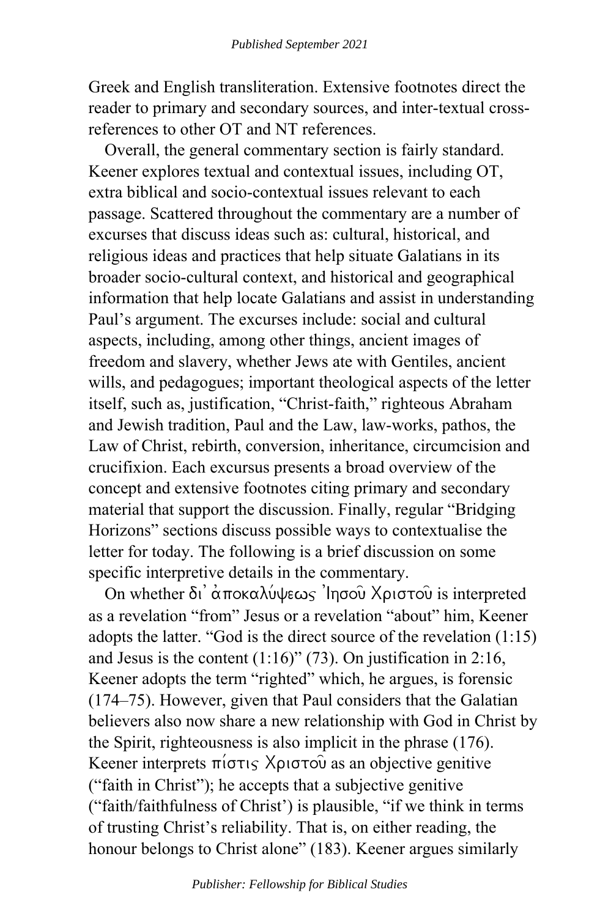Greek and English transliteration. Extensive footnotes direct the reader to primary and secondary sources, and inter-textual cross-references to other OT and NT references.

Overall, the general commentary section is fairly standard. Keener explores textual and contextual issues, including OT, extra biblical and socio-contextual issues relevant to each passage. Scattered throughout the commentary are a number of excurses that discuss ideas such as: cultural, historical, and religious ideas and practices that help situate Galatians in its broader socio-cultural context, and historical and geographical information that help locate Galatians and assist in understanding Paul's argument. The excurses include: social and cultural aspects, including, among other things, ancient images of freedom and slavery, whether Jews ate with Gentiles, ancient wills, and pedagogues; important theological aspects of the letter itself, such as, justification, "Christ-faith," righteous Abraham and Jewish tradition, Paul and the Law, law-works, pathos, the Law of Christ, rebirth, conversion, inheritance, circumcision and crucifixion. Each excursus presents a broad overview of the concept and extensive footnotes citing primary and secondary material that support the discussion. Finally, regular "Bridging Horizons" sections discuss possible ways to contextualise the letter for today. The following is a brief discussion on some specific interpretive details in the commentary.

On whether δι᾽ ἀποκαλύψεως Ἰησοῦ Χριστοῦ is interpreted as a revelation "from" Jesus or a revelation "about" him, Keener adopts the latter. "God is the direct source of the revelation (1:15) and Jesus is the content (1:16)" (73). On justification in 2:16, Keener adopts the term "righted" which, he argues, is forensic (174–75). However, given that Paul considers that the Galatian believers also now share a new relationship with God in Christ by the Spirit, righteousness is also implicit in the phrase (176). Keener interprets πίστις Χριστοῦ as an objective genitive ("faith in Christ"); he accepts that a subjective genitive ("faith/faithfulness of Christ') is plausible, "if we think in terms of trusting Christ's reliability. That is, on either reading, the honour belongs to Christ alone" (183). Keener argues similarly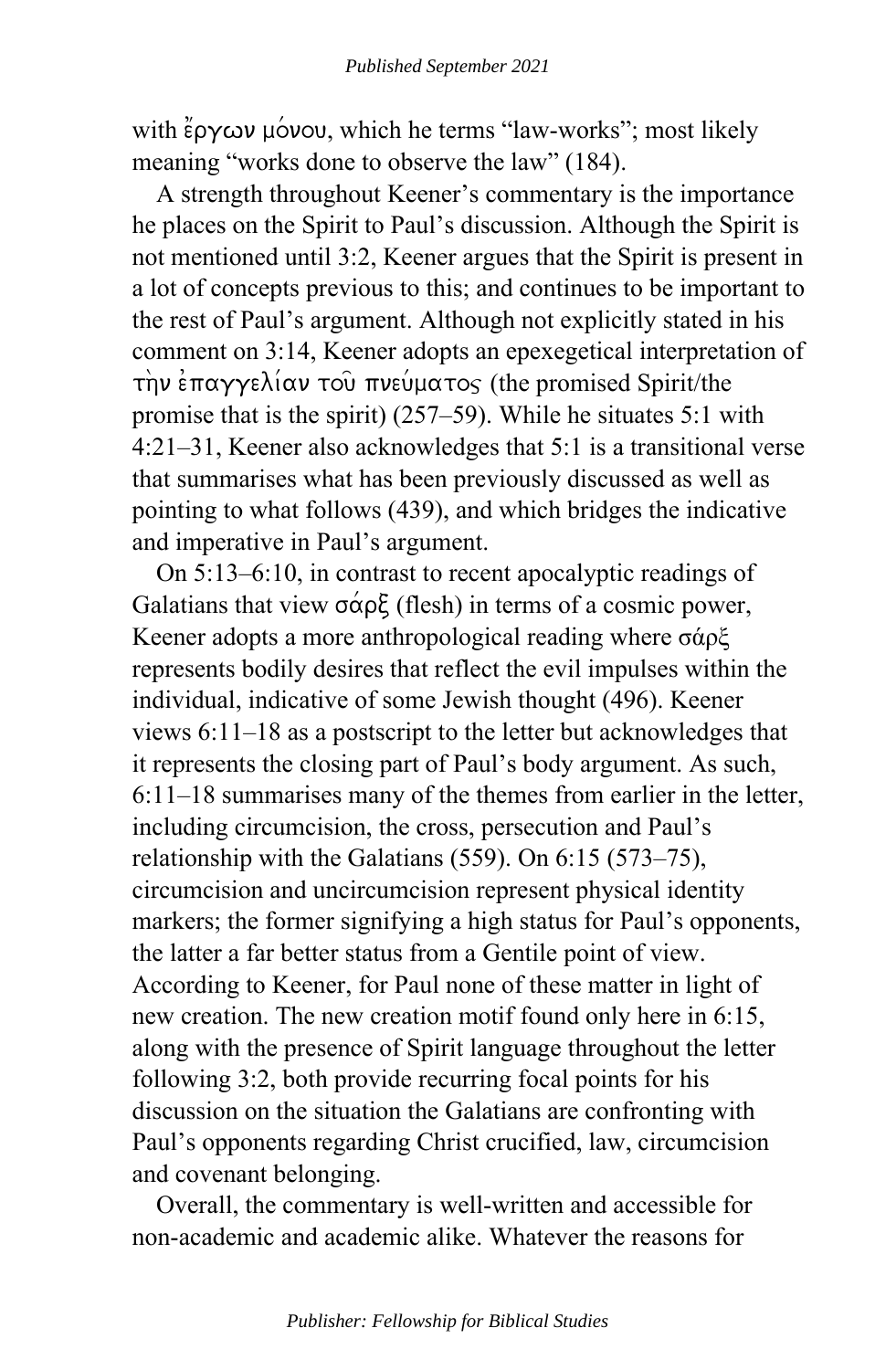with ἔργων μόνου, which he terms "law-works"; most likely meaning "works done to observe the law" (184).

A strength throughout Keener's commentary is the importance he places on the Spirit to Paul's discussion. Although the Spirit is not mentioned until 3:2, Keener argues that the Spirit is present in a lot of concepts previous to this; and continues to be important to the rest of Paul's argument. Although not explicitly stated in his comment on 3:14, Keener adopts an epexegetical interpretation of τὴν ἐπαγγελίαν τοῦ πνεύματος (the promised Spirit/the promise that is the spirit) (257–59). While he situates 5:1 with 4:21–31, Keener also acknowledges that 5:1 is a transitional verse that summarises what has been previously discussed as well as pointing to what follows (439), and which bridges the indicative and imperative in Paul's argument.

On 5:13–6:10, in contrast to recent apocalyptic readings of Galatians that view σάρξ (flesh) in terms of a cosmic power, Keener adopts a more anthropological reading where σάρξ represents bodily desires that reflect the evil impulses within the individual, indicative of some Jewish thought (496). Keener views 6:11–18 as a postscript to the letter but acknowledges that it represents the closing part of Paul's body argument. As such, 6:11–18 summarises many of the themes from earlier in the letter, including circumcision, the cross, persecution and Paul's relationship with the Galatians (559). On 6:15 (573–75), circumcision and uncircumcision represent physical identity markers; the former signifying a high status for Paul's opponents, the latter a far better status from a Gentile point of view. According to Keener, for Paul none of these matter in light of new creation. The new creation motif found only here in 6:15, along with the presence of Spirit language throughout the letter following 3:2, both provide recurring focal points for his discussion on the situation the Galatians are confronting with Paul's opponents regarding Christ crucified, law, circumcision and covenant belonging.

Overall, the commentary is well-written and accessible for non-academic and academic alike. Whatever the reasons for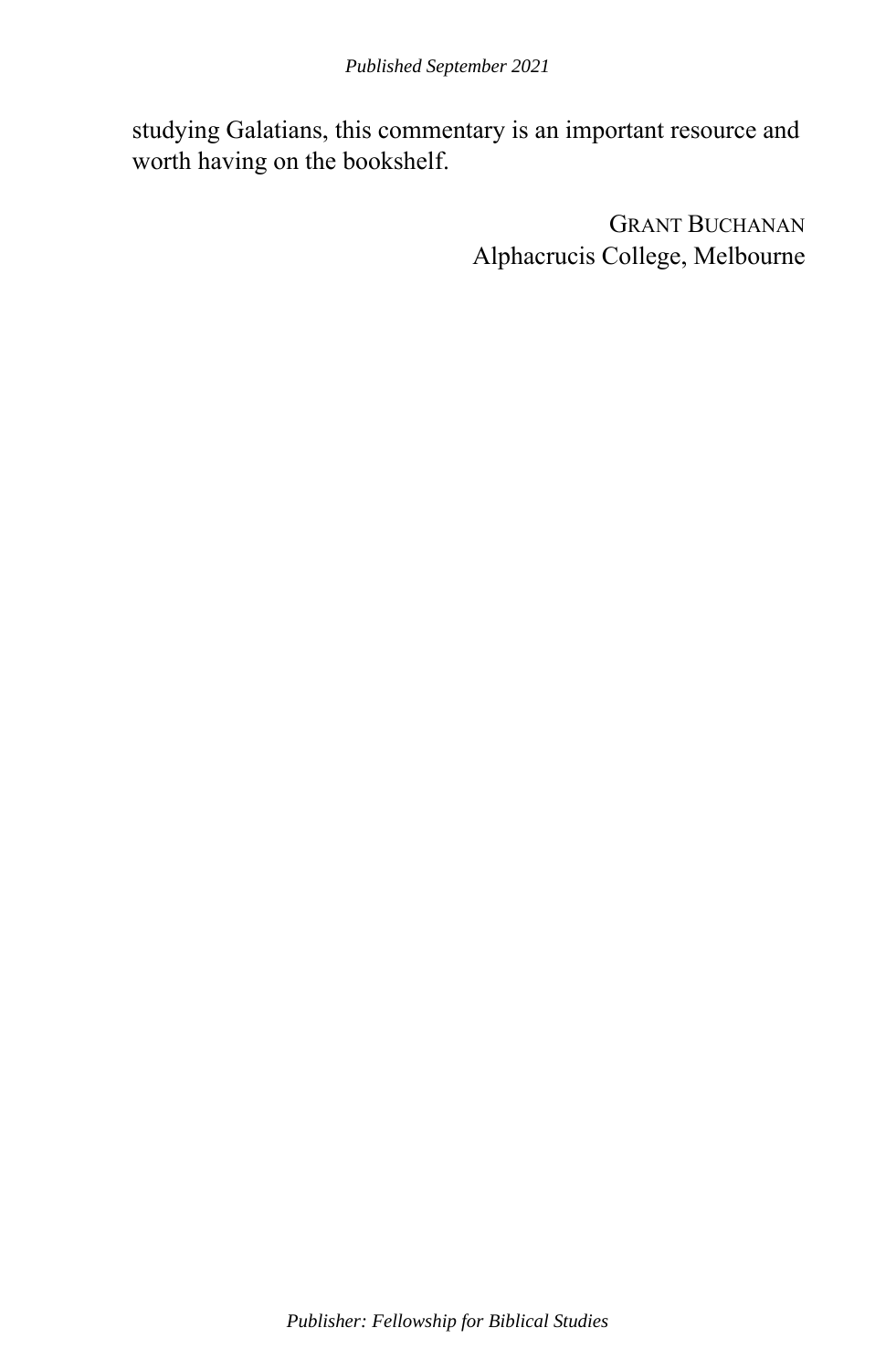studying Galatians, this commentary is an important resource and worth having on the bookshelf.

GRANT BUCHANAN
Alphacrucis College, Melbourne